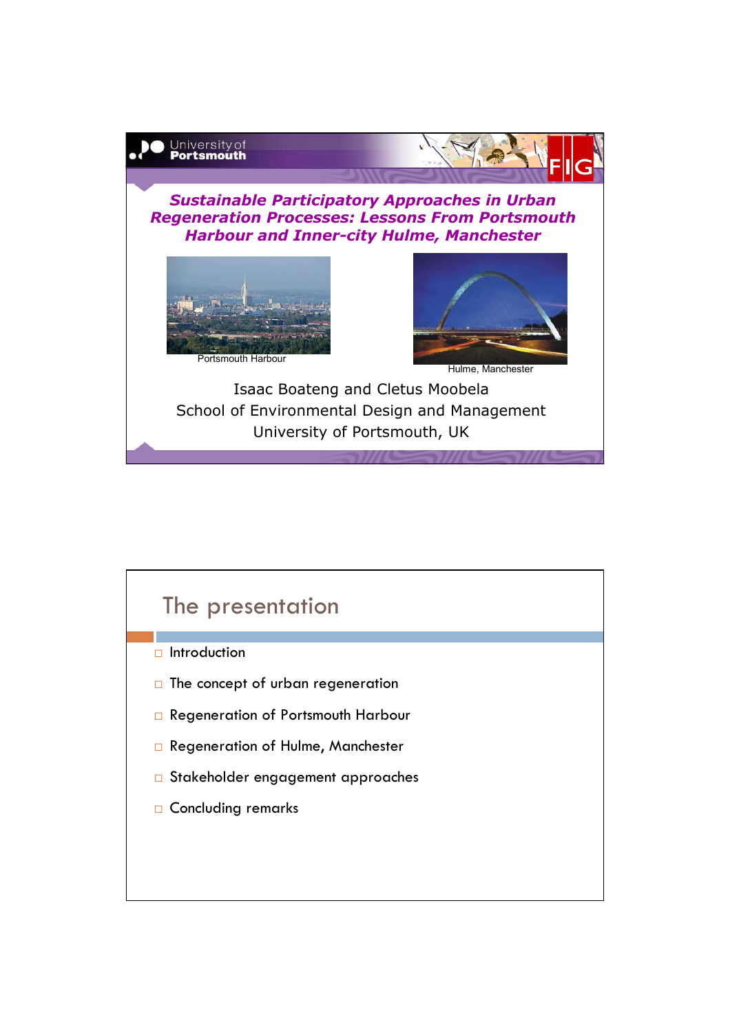University of Portsmouth

FIG

## *Sustainable Participatory Approaches in Urban Regeneration Processes: Lessons From Portsmouth Harbour and Inner-city Hulme, Manchester*

Portsmouth Harbour

Hulme, Manchester

Isaac Boateng and Cletus Moobela
School of Environmental Design and Management
University of Portsmouth, UK

## The presentation

- Introduction
- The concept of urban regeneration
- Regeneration of Portsmouth Harbour
- Regeneration of Hulme, Manchester
- Stakeholder engagement approaches
- Concluding remarks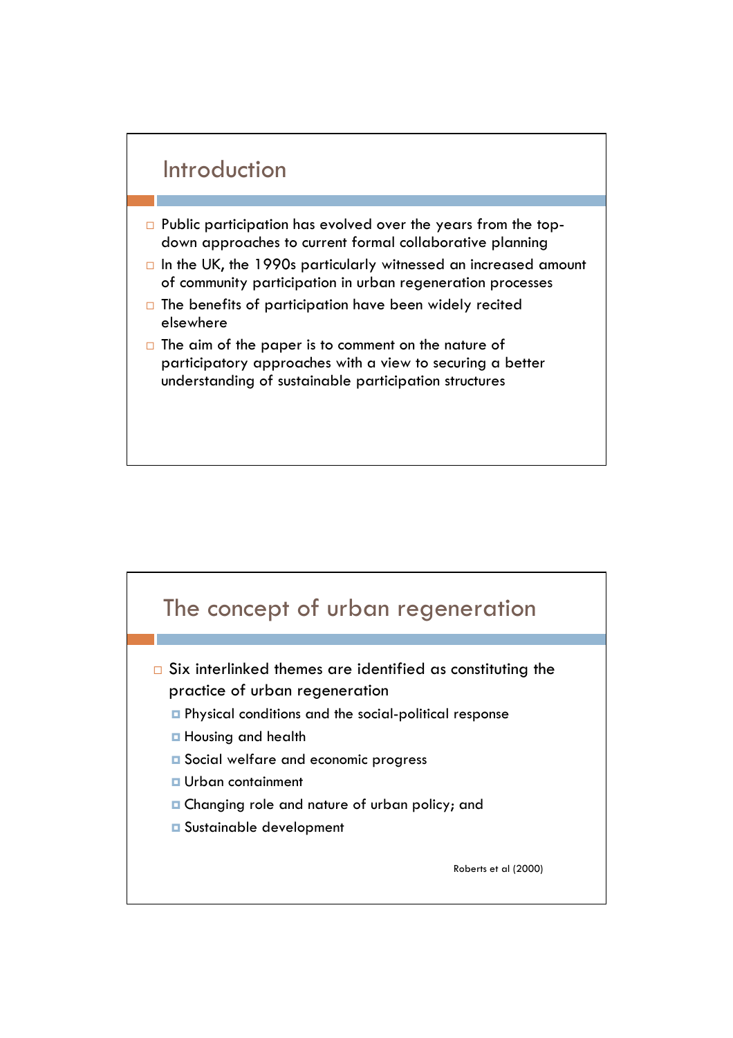## Introduction

- Public participation has evolved over the years from the top-down approaches to current formal collaborative planning
- In the UK, the 1990s particularly witnessed an increased amount of community participation in urban regeneration processes
- The benefits of participation have been widely recited elsewhere
- The aim of the paper is to comment on the nature of participatory approaches with a view to securing a better understanding of sustainable participation structures

## The concept of urban regeneration

- Six interlinked themes are identified as constituting the practice of urban regeneration
  - Physical conditions and the social-political response
  - Housing and health
  - Social welfare and economic progress
  - Urban containment
  - Changing role and nature of urban policy; and
  - Sustainable development

Roberts et al (2000)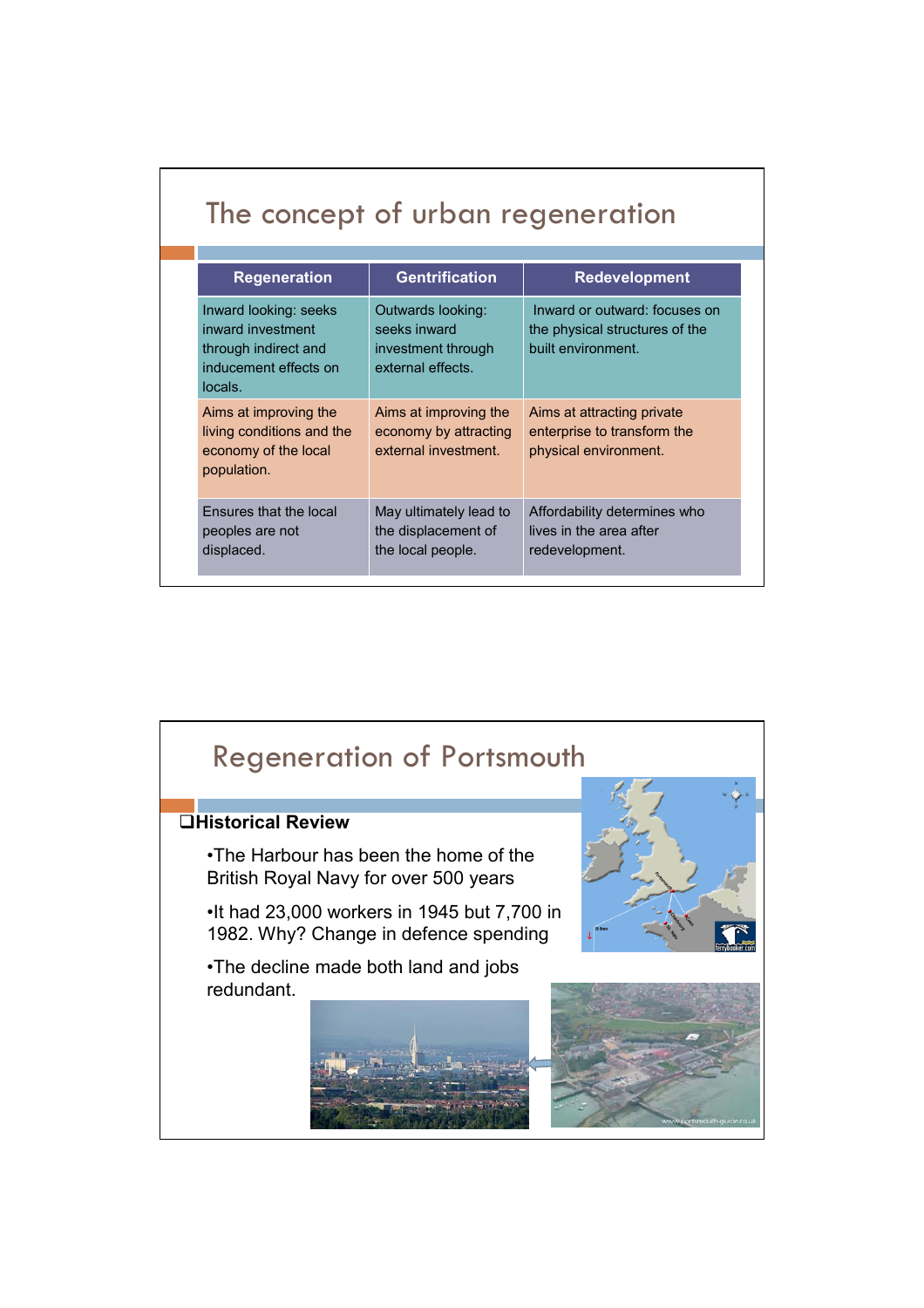# The concept of urban regeneration

| Regeneration | Gentrification | Redevelopment |
|---|---|---|
| Inward looking: seeks inward investment through indirect and inducement effects on locals. | Outwards looking: seeks inward investment through external effects. | Inward or outward: focuses on the physical structures of the built environment. |
| Aims at improving the living conditions and the economy of the local population. | Aims at improving the economy by attracting external investment. | Aims at attracting private enterprise to transform the physical environment. |
| Ensures that the local peoples are not displaced. | May ultimately lead to the displacement of the local people. | Affordability determines who lives in the area after redevelopment. |

# Regeneration of Portsmouth

❑**Historical Review**

- The Harbour has been the home of the British Royal Navy for over 500 years
- It had 23,000 workers in 1945 but 7,700 in 1982. Why? Change in defence spending
- The decline made both land and jobs redundant.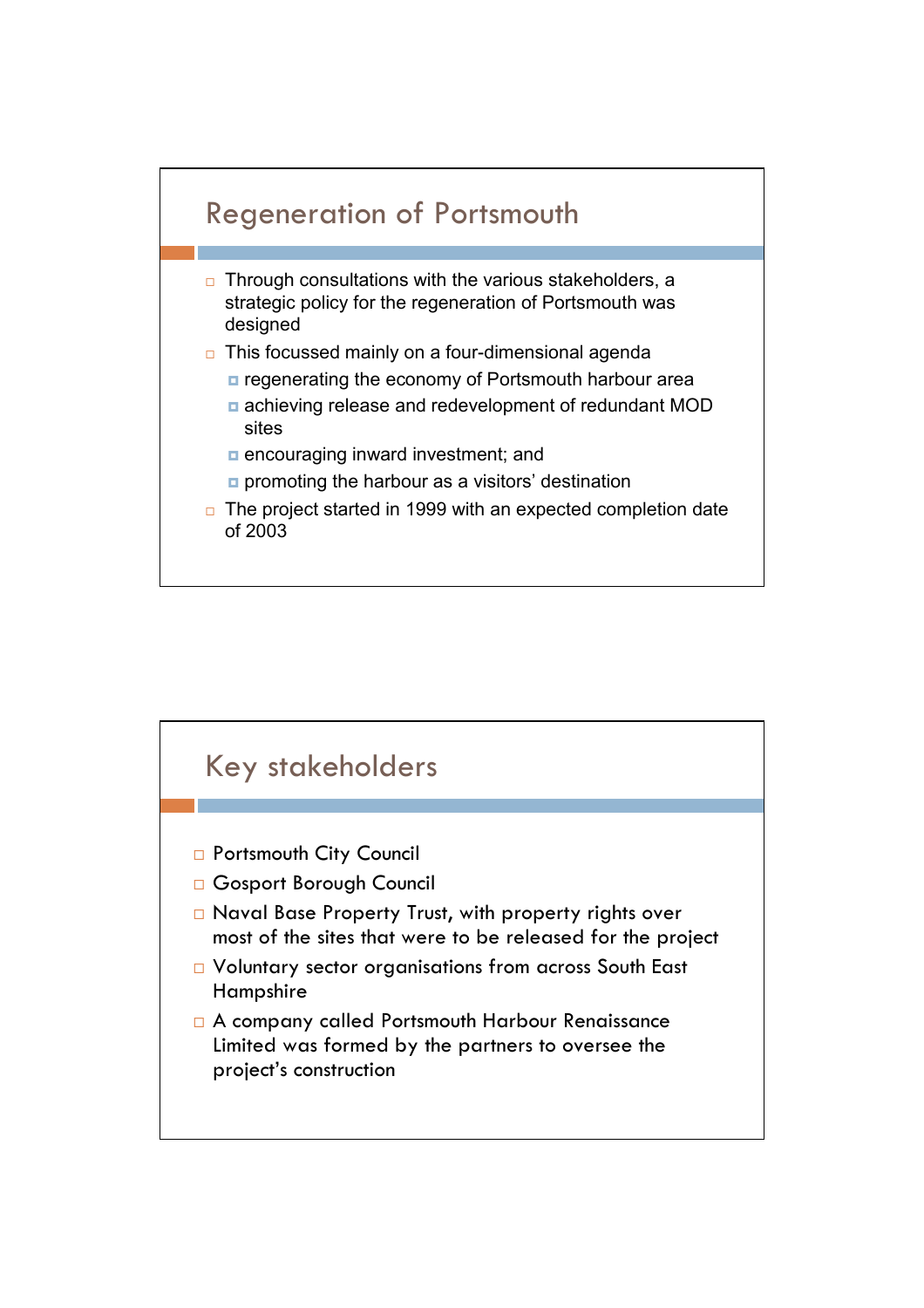## Regeneration of Portsmouth

- Through consultations with the various stakeholders, a strategic policy for the regeneration of Portsmouth was designed
- This focussed mainly on a four-dimensional agenda
  - regenerating the economy of Portsmouth harbour area
  - achieving release and redevelopment of redundant MOD sites
  - encouraging inward investment; and
  - promoting the harbour as a visitors' destination
- The project started in 1999 with an expected completion date of 2003

## Key stakeholders

- Portsmouth City Council
- Gosport Borough Council
- Naval Base Property Trust, with property rights over most of the sites that were to be released for the project
- Voluntary sector organisations from across South East Hampshire
- A company called Portsmouth Harbour Renaissance Limited was formed by the partners to oversee the project's construction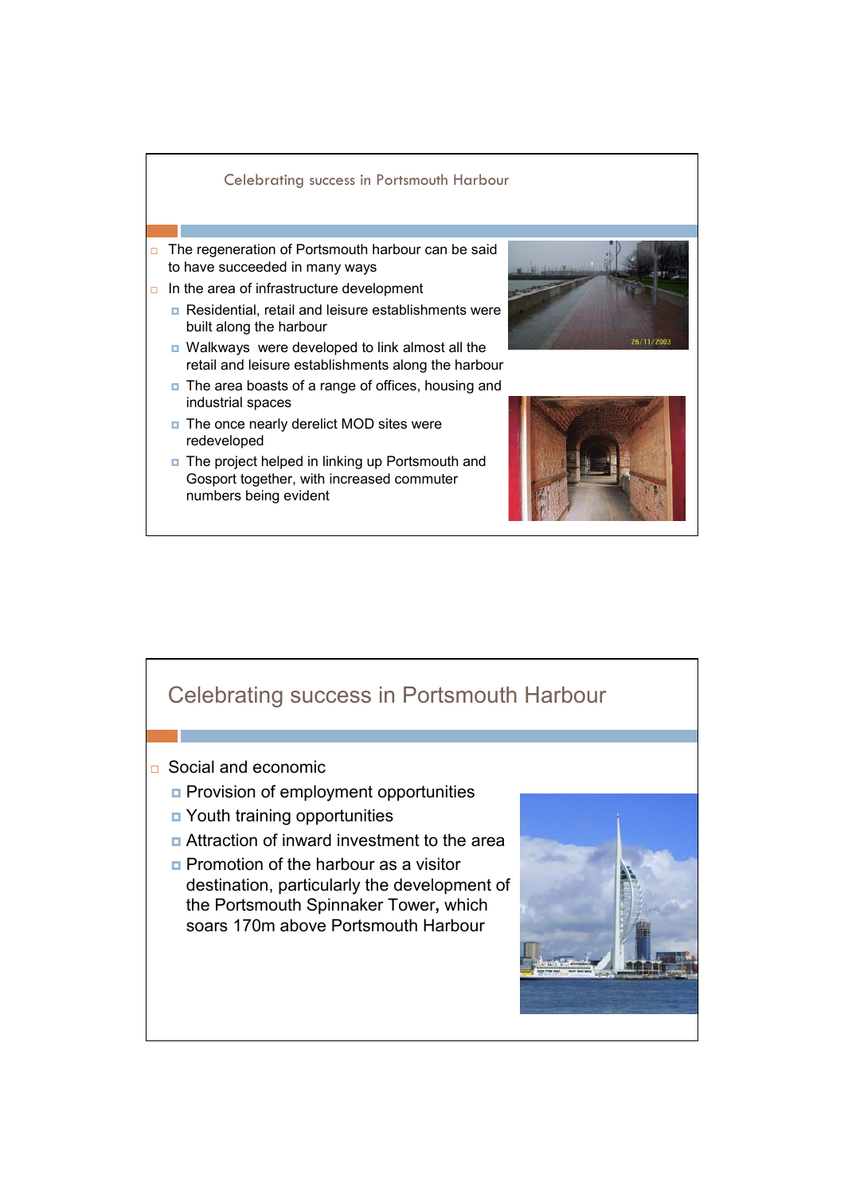## Celebrating success in Portsmouth Harbour

- The regeneration of Portsmouth harbour can be said to have succeeded in many ways
- In the area of infrastructure development
  - Residential, retail and leisure establishments were built along the harbour
  - Walkways were developed to link almost all the retail and leisure establishments along the harbour
  - The area boasts of a range of offices, housing and industrial spaces
  - The once nearly derelict MOD sites were redeveloped
  - The project helped in linking up Portsmouth and Gosport together, with increased commuter numbers being evident

## Celebrating success in Portsmouth Harbour

- Social and economic
  - Provision of employment opportunities
  - Youth training opportunities
  - Attraction of inward investment to the area
  - Promotion of the harbour as a visitor destination, particularly the development of the Portsmouth Spinnaker Tower**,** which soars 170m above Portsmouth Harbour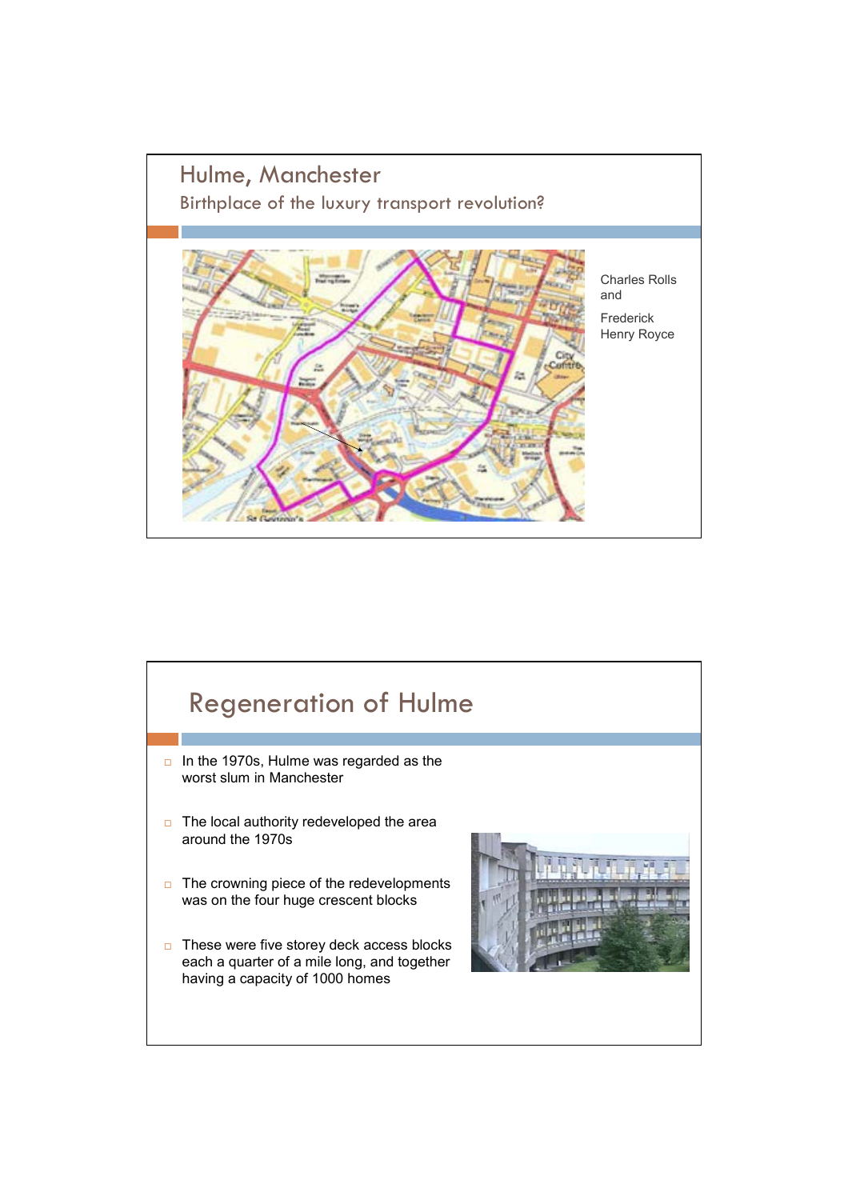# Hulme, Manchester

## Birthplace of the luxury transport revolution?

Charles Rolls and

Frederick Henry Royce

# Regeneration of Hulme

- In the 1970s, Hulme was regarded as the worst slum in Manchester
- The local authority redeveloped the area around the 1970s
- The crowning piece of the redevelopments was on the four huge crescent blocks
- These were five storey deck access blocks each a quarter of a mile long, and together having a capacity of 1000 homes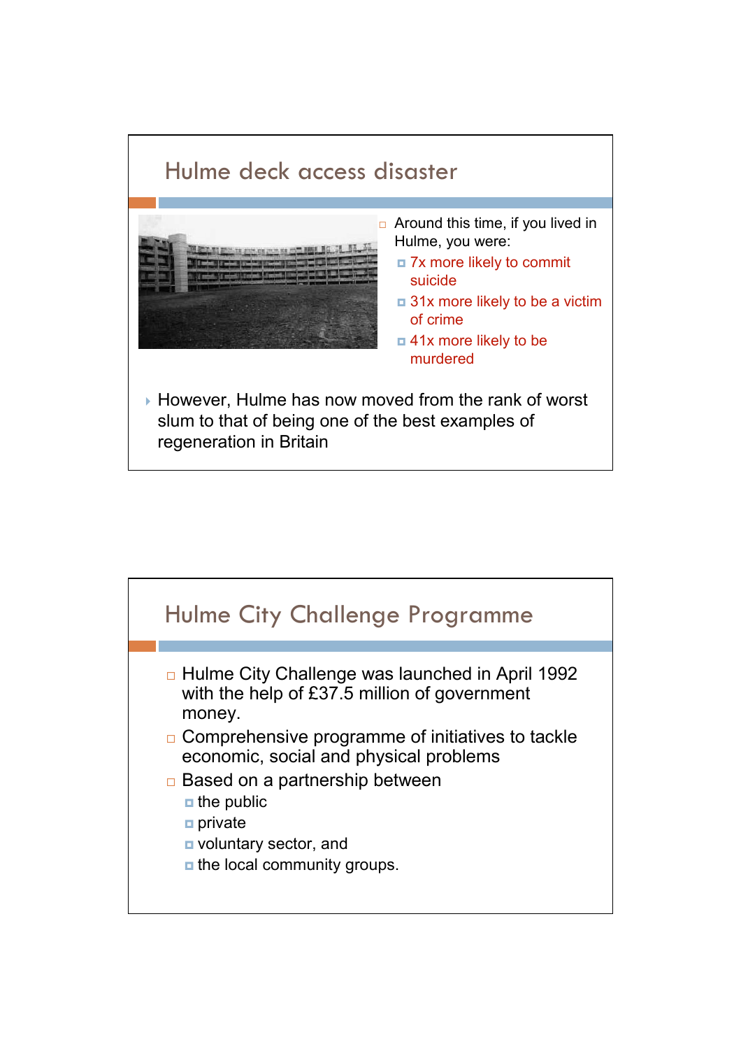## Hulme deck access disaster

- Around this time, if you lived in Hulme, you were:
  - 7x more likely to commit suicide
  - 31x more likely to be a victim of crime
  - 41x more likely to be murdered

- However, Hulme has now moved from the rank of worst slum to that of being one of the best examples of regeneration in Britain

## Hulme City Challenge Programme

- Hulme City Challenge was launched in April 1992 with the help of £37.5 million of government money.
- Comprehensive programme of initiatives to tackle economic, social and physical problems
- Based on a partnership between
  - the public
  - private
  - voluntary sector, and
  - the local community groups.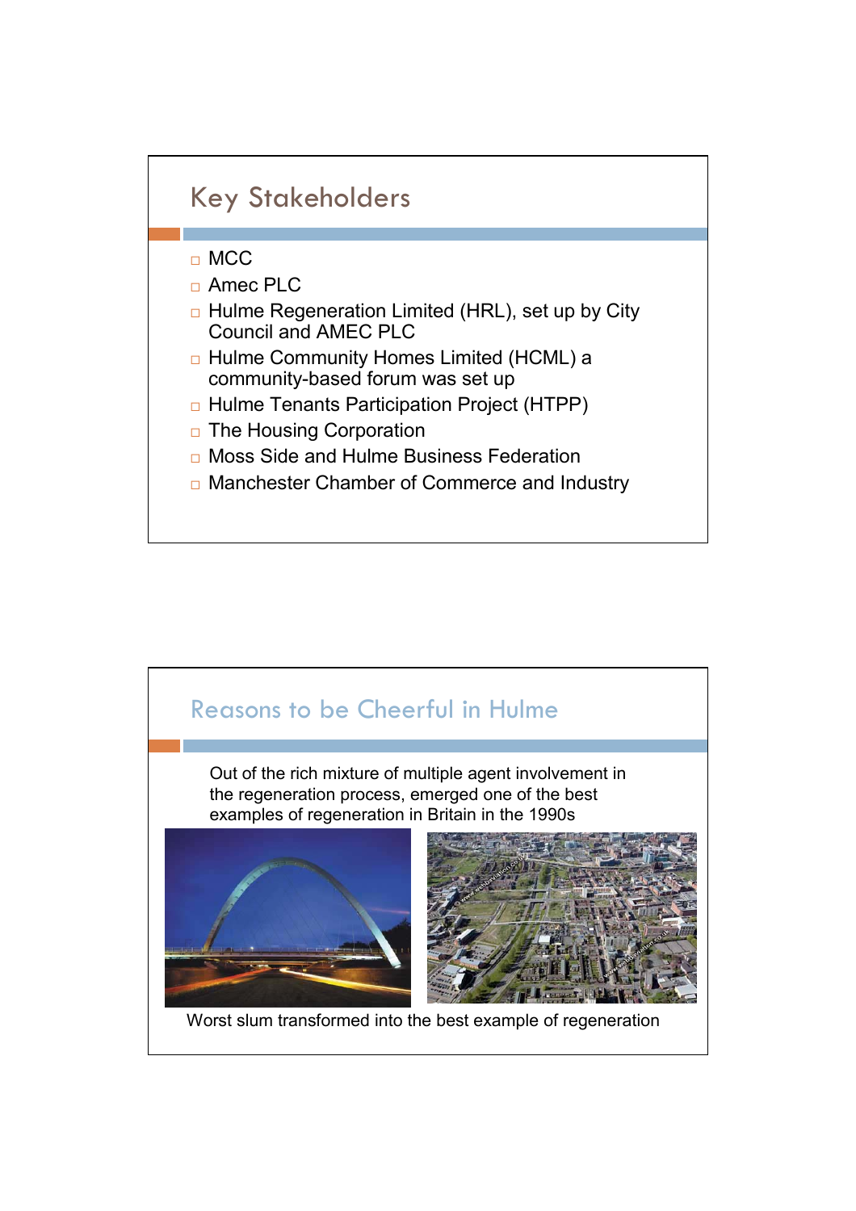## Key Stakeholders

- MCC
- Amec PLC
- Hulme Regeneration Limited (HRL), set up by City Council and AMEC PLC
- Hulme Community Homes Limited (HCML) a community-based forum was set up
- Hulme Tenants Participation Project (HTPP)
- The Housing Corporation
- Moss Side and Hulme Business Federation
- Manchester Chamber of Commerce and Industry

## Reasons to be Cheerful in Hulme

Out of the rich mixture of multiple agent involvement in the regeneration process, emerged one of the best examples of regeneration in Britain in the 1990s

Worst slum transformed into the best example of regeneration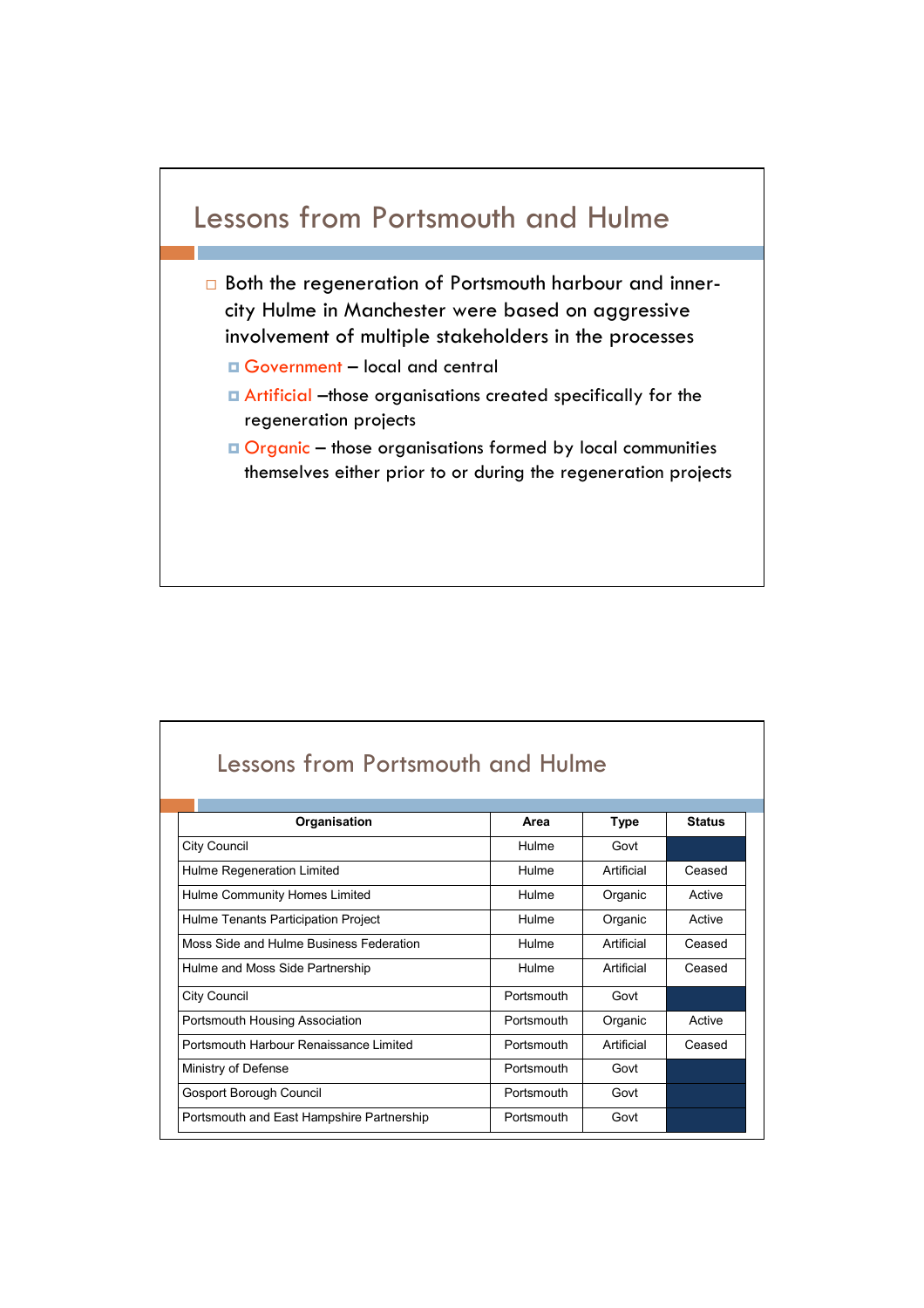## Lessons from Portsmouth and Hulme

- Both the regeneration of Portsmouth harbour and inner-city Hulme in Manchester were based on aggressive involvement of multiple stakeholders in the processes
  - Government – local and central
  - Artificial –those organisations created specifically for the regeneration projects
  - Organic – those organisations formed by local communities themselves either prior to or during the regeneration projects

## Lessons from Portsmouth and Hulme

| Organisation | Area | Type | Status |
|---|---|---|---|
| City Council | Hulme | Govt | |
| Hulme Regeneration Limited | Hulme | Artificial | Ceased |
| Hulme Community Homes Limited | Hulme | Organic | Active |
| Hulme Tenants Participation Project | Hulme | Organic | Active |
| Moss Side and Hulme Business Federation | Hulme | Artificial | Ceased |
| Hulme and Moss Side Partnership | Hulme | Artificial | Ceased |
| City Council | Portsmouth | Govt | |
| Portsmouth Housing Association | Portsmouth | Organic | Active |
| Portsmouth Harbour Renaissance Limited | Portsmouth | Artificial | Ceased |
| Ministry of Defense | Portsmouth | Govt | |
| Gosport Borough Council | Portsmouth | Govt | |
| Portsmouth and East Hampshire Partnership | Portsmouth | Govt | |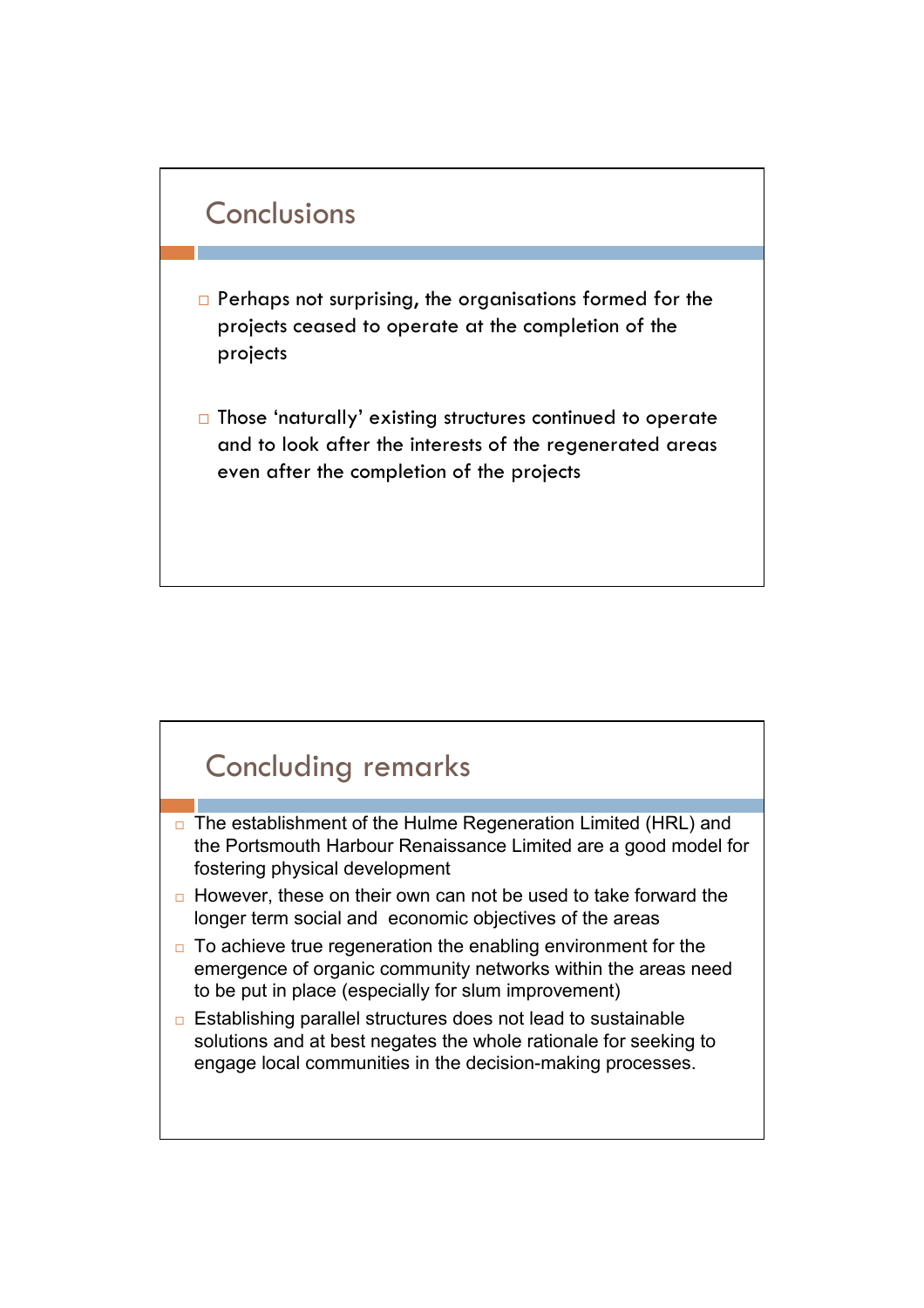## Conclusions

- Perhaps not surprising, the organisations formed for the projects ceased to operate at the completion of the projects
- Those 'naturally' existing structures continued to operate and to look after the interests of the regenerated areas even after the completion of the projects

## Concluding remarks

- The establishment of the Hulme Regeneration Limited (HRL) and the Portsmouth Harbour Renaissance Limited are a good model for fostering physical development
- However, these on their own can not be used to take forward the longer term social and economic objectives of the areas
- To achieve true regeneration the enabling environment for the emergence of organic community networks within the areas need to be put in place (especially for slum improvement)
- Establishing parallel structures does not lead to sustainable solutions and at best negates the whole rationale for seeking to engage local communities in the decision-making processes.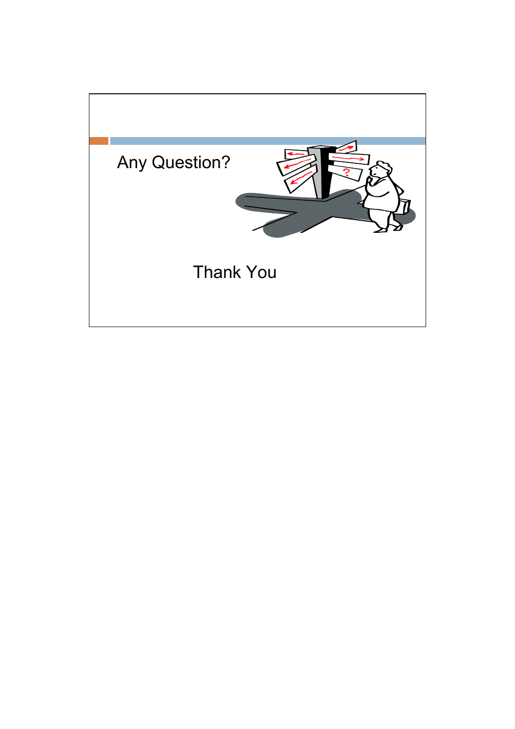Any Question?

Thank You